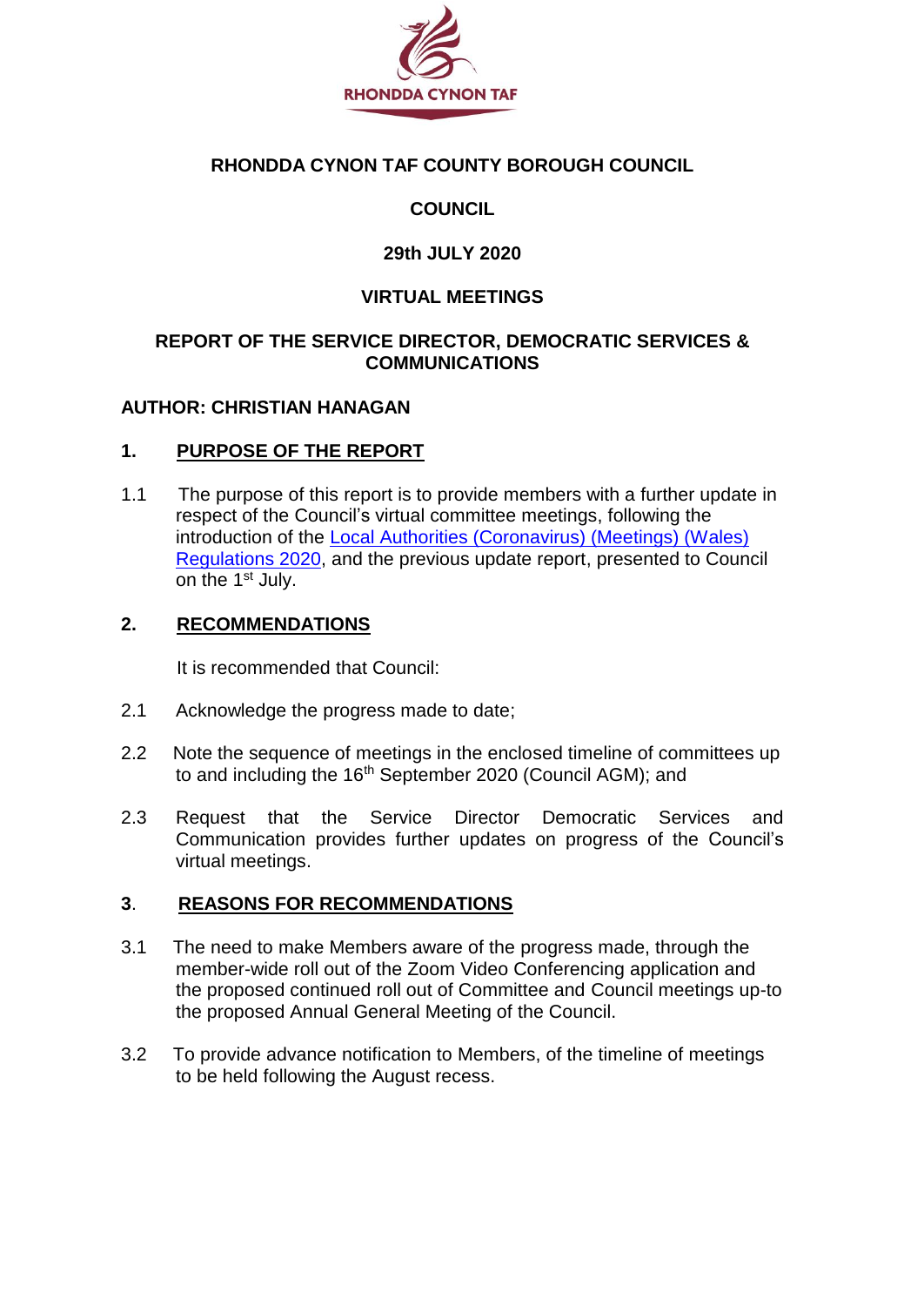RHONDDA CYNON TAF

**RHONDDA CYNON TAF COUNTY BOROUGH COUNCIL**

**COUNCIL**

**29th JULY 2020**

**VIRTUAL MEETINGS**

**REPORT OF THE SERVICE DIRECTOR, DEMOCRATIC SERVICES & COMMUNICATIONS**

**AUTHOR: CHRISTIAN HANAGAN**

## 1. PURPOSE OF THE REPORT

1.1 The purpose of this report is to provide members with a further update in respect of the Council's virtual committee meetings, following the introduction of the Local Authorities (Coronavirus) (Meetings) (Wales) Regulations 2020, and the previous update report, presented to Council on the 1st July.

## 2. RECOMMENDATIONS

It is recommended that Council:

2.1 Acknowledge the progress made to date;

2.2 Note the sequence of meetings in the enclosed timeline of committees up to and including the 16th September 2020 (Council AGM); and

2.3 Request that the Service Director Democratic Services and Communication provides further updates on progress of the Council's virtual meetings.

## 3. REASONS FOR RECOMMENDATIONS

3.1 The need to make Members aware of the progress made, through the member-wide roll out of the Zoom Video Conferencing application and the proposed continued roll out of Committee and Council meetings up-to the proposed Annual General Meeting of the Council.

3.2 To provide advance notification to Members, of the timeline of meetings to be held following the August recess.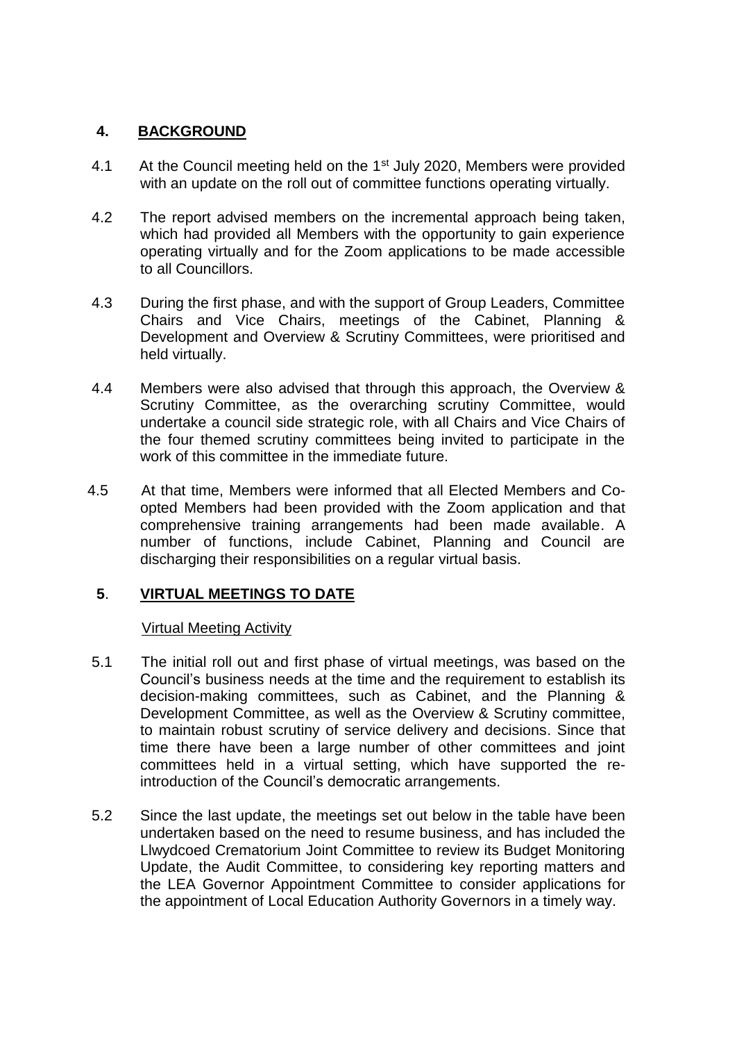## 4. BACKGROUND

4.1 At the Council meeting held on the 1st July 2020, Members were provided with an update on the roll out of committee functions operating virtually.

4.2 The report advised members on the incremental approach being taken, which had provided all Members with the opportunity to gain experience operating virtually and for the Zoom applications to be made accessible to all Councillors.

4.3 During the first phase, and with the support of Group Leaders, Committee Chairs and Vice Chairs, meetings of the Cabinet, Planning & Development and Overview & Scrutiny Committees, were prioritised and held virtually.

4.4 Members were also advised that through this approach, the Overview & Scrutiny Committee, as the overarching scrutiny Committee, would undertake a council side strategic role, with all Chairs and Vice Chairs of the four themed scrutiny committees being invited to participate in the work of this committee in the immediate future.

4.5 At that time, Members were informed that all Elected Members and Co-opted Members had been provided with the Zoom application and that comprehensive training arrangements had been made available. A number of functions, include Cabinet, Planning and Council are discharging their responsibilities on a regular virtual basis.

## 5. VIRTUAL MEETINGS TO DATE

Virtual Meeting Activity

5.1 The initial roll out and first phase of virtual meetings, was based on the Council's business needs at the time and the requirement to establish its decision-making committees, such as Cabinet, and the Planning & Development Committee, as well as the Overview & Scrutiny committee, to maintain robust scrutiny of service delivery and decisions. Since that time there have been a large number of other committees and joint committees held in a virtual setting, which have supported the re-introduction of the Council's democratic arrangements.

5.2 Since the last update, the meetings set out below in the table have been undertaken based on the need to resume business, and has included the Llwydcoed Crematorium Joint Committee to review its Budget Monitoring Update, the Audit Committee, to considering key reporting matters and the LEA Governor Appointment Committee to consider applications for the appointment of Local Education Authority Governors in a timely way.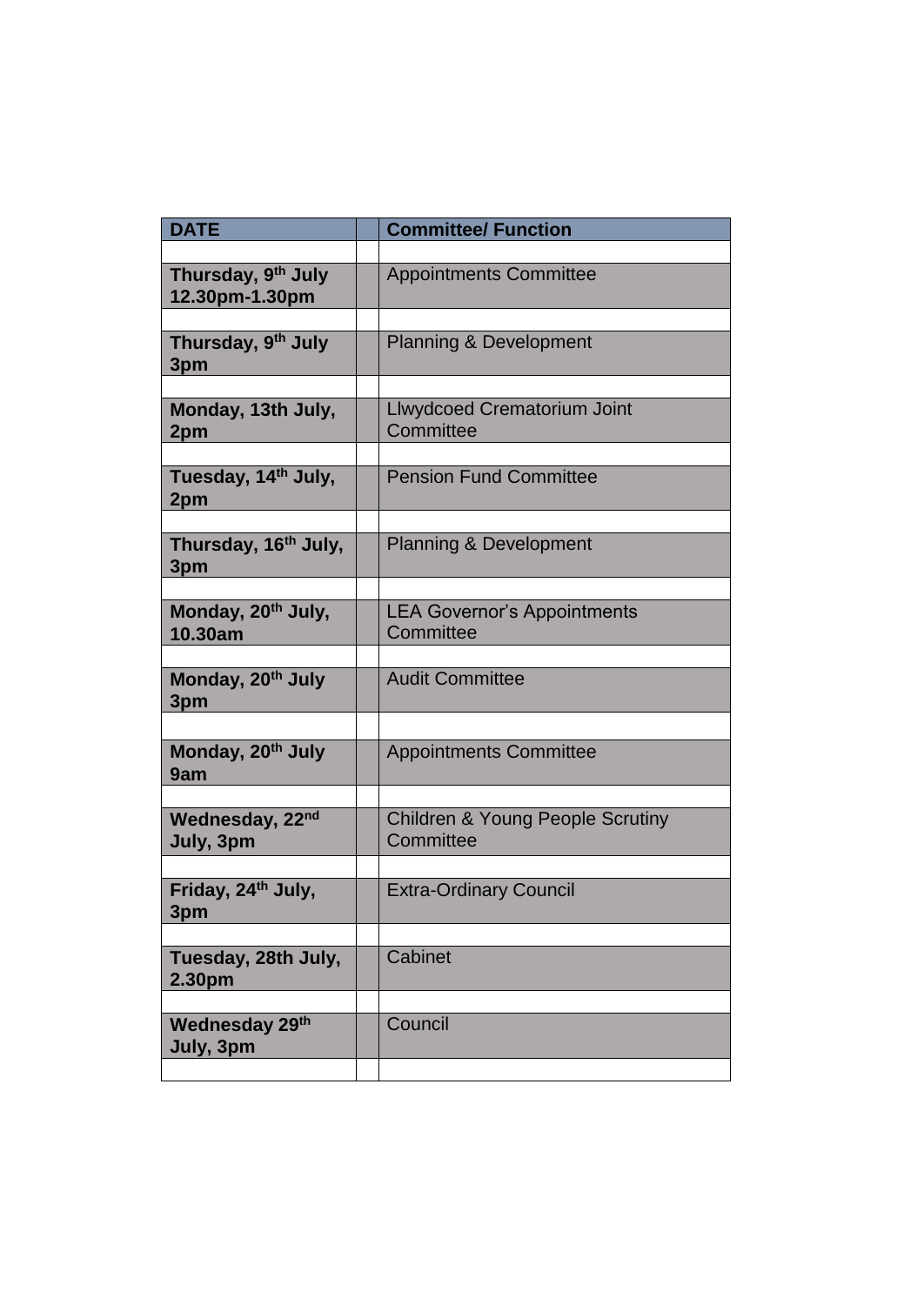| DATE | | Committee/ Function |
|---|---|---|
| | | |
| **Thursday, 9th July 12.30pm-1.30pm** | | Appointments Committee |
| | | |
| **Thursday, 9th July 3pm** | | Planning & Development |
| | | |
| **Monday, 13th July, 2pm** | | Llwydcoed Crematorium Joint Committee |
| | | |
| **Tuesday, 14th July, 2pm** | | Pension Fund Committee |
| | | |
| **Thursday, 16th July, 3pm** | | Planning & Development |
| | | |
| **Monday, 20th July, 10.30am** | | LEA Governor's Appointments Committee |
| | | |
| **Monday, 20th July 3pm** | | Audit Committee |
| | | |
| **Monday, 20th July 9am** | | Appointments Committee |
| | | |
| **Wednesday, 22nd July, 3pm** | | Children & Young People Scrutiny Committee |
| | | |
| **Friday, 24th July, 3pm** | | Extra-Ordinary Council |
| | | |
| **Tuesday, 28th July, 2.30pm** | | Cabinet |
| | | |
| **Wednesday 29th July, 3pm** | | Council |
| | | |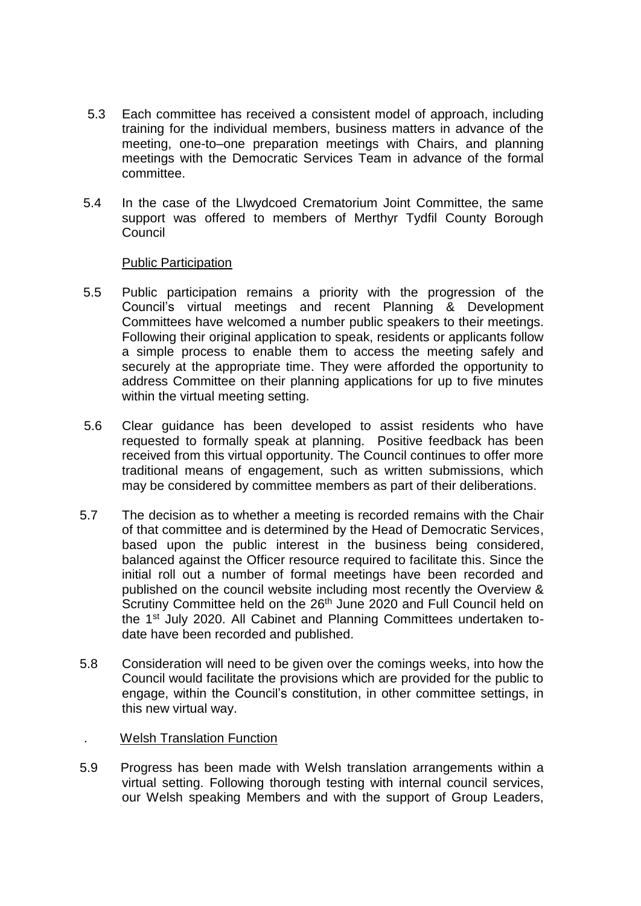5.3 Each committee has received a consistent model of approach, including training for the individual members, business matters in advance of the meeting, one-to–one preparation meetings with Chairs, and planning meetings with the Democratic Services Team in advance of the formal committee.

5.4 In the case of the Llwydcoed Crematorium Joint Committee, the same support was offered to members of Merthyr Tydfil County Borough Council

<u>Public Participation</u>

5.5 Public participation remains a priority with the progression of the Council's virtual meetings and recent Planning & Development Committees have welcomed a number public speakers to their meetings. Following their original application to speak, residents or applicants follow a simple process to enable them to access the meeting safely and securely at the appropriate time. They were afforded the opportunity to address Committee on their planning applications for up to five minutes within the virtual meeting setting.

5.6 Clear guidance has been developed to assist residents who have requested to formally speak at planning. Positive feedback has been received from this virtual opportunity. The Council continues to offer more traditional means of engagement, such as written submissions, which may be considered by committee members as part of their deliberations.

5.7 The decision as to whether a meeting is recorded remains with the Chair of that committee and is determined by the Head of Democratic Services, based upon the public interest in the business being considered, balanced against the Officer resource required to facilitate this. Since the initial roll out a number of formal meetings have been recorded and published on the council website including most recently the Overview & Scrutiny Committee held on the 26th June 2020 and Full Council held on the 1st July 2020. All Cabinet and Planning Committees undertaken to-date have been recorded and published.

5.8 Consideration will need to be given over the comings weeks, into how the Council would facilitate the provisions which are provided for the public to engage, within the Council's constitution, in other committee settings, in this new virtual way.

. <u>Welsh Translation Function</u>

5.9 Progress has been made with Welsh translation arrangements within a virtual setting. Following thorough testing with internal council services, our Welsh speaking Members and with the support of Group Leaders,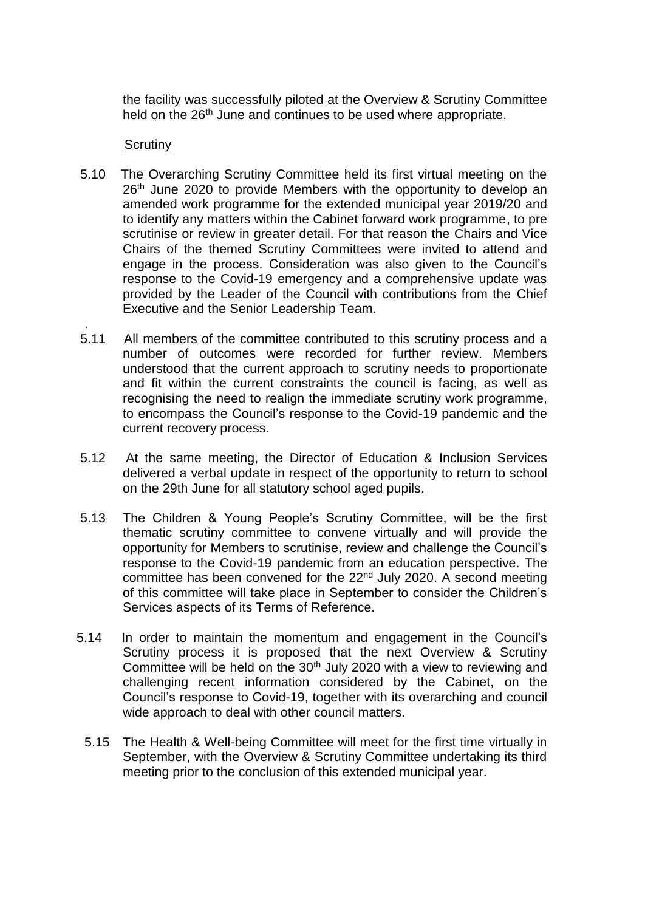the facility was successfully piloted at the Overview & Scrutiny Committee held on the 26th June and continues to be used where appropriate.

<u>Scrutiny</u>

5.10 The Overarching Scrutiny Committee held its first virtual meeting on the 26th June 2020 to provide Members with the opportunity to develop an amended work programme for the extended municipal year 2019/20 and to identify any matters within the Cabinet forward work programme, to pre scrutinise or review in greater detail. For that reason the Chairs and Vice Chairs of the themed Scrutiny Committees were invited to attend and engage in the process. Consideration was also given to the Council's response to the Covid-19 emergency and a comprehensive update was provided by the Leader of the Council with contributions from the Chief Executive and the Senior Leadership Team.

5.11 All members of the committee contributed to this scrutiny process and a number of outcomes were recorded for further review. Members understood that the current approach to scrutiny needs to proportionate and fit within the current constraints the council is facing, as well as recognising the need to realign the immediate scrutiny work programme, to encompass the Council's response to the Covid-19 pandemic and the current recovery process.

5.12 At the same meeting, the Director of Education & Inclusion Services delivered a verbal update in respect of the opportunity to return to school on the 29th June for all statutory school aged pupils.

5.13 The Children & Young People's Scrutiny Committee, will be the first thematic scrutiny committee to convene virtually and will provide the opportunity for Members to scrutinise, review and challenge the Council's response to the Covid-19 pandemic from an education perspective. The committee has been convened for the 22nd July 2020. A second meeting of this committee will take place in September to consider the Children's Services aspects of its Terms of Reference.

5.14 In order to maintain the momentum and engagement in the Council's Scrutiny process it is proposed that the next Overview & Scrutiny Committee will be held on the 30th July 2020 with a view to reviewing and challenging recent information considered by the Cabinet, on the Council's response to Covid-19, together with its overarching and council wide approach to deal with other council matters.

5.15 The Health & Well-being Committee will meet for the first time virtually in September, with the Overview & Scrutiny Committee undertaking its third meeting prior to the conclusion of this extended municipal year.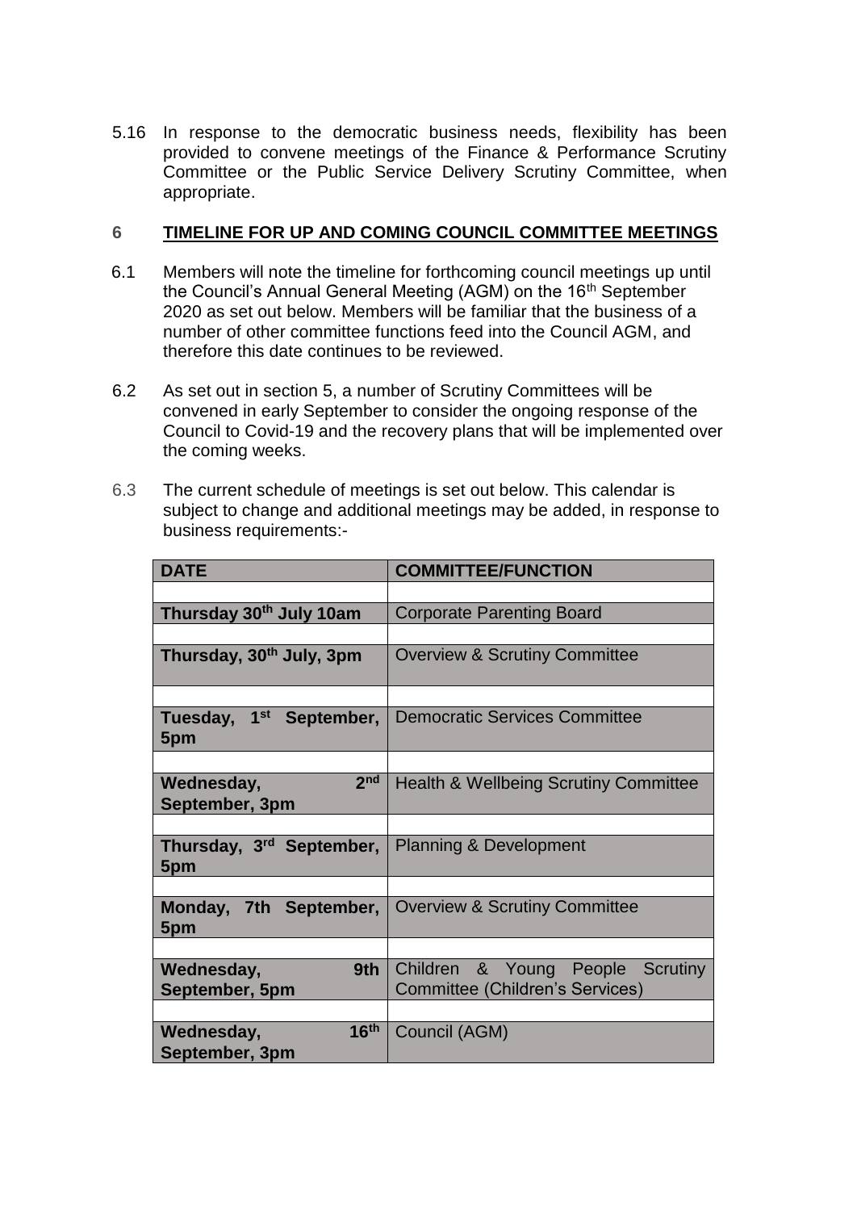5.16 In response to the democratic business needs, flexibility has been provided to convene meetings of the Finance & Performance Scrutiny Committee or the Public Service Delivery Scrutiny Committee, when appropriate.

## 6 TIMELINE FOR UP AND COMING COUNCIL COMMITTEE MEETINGS

6.1 Members will note the timeline for forthcoming council meetings up until the Council's Annual General Meeting (AGM) on the 16th September 2020 as set out below. Members will be familiar that the business of a number of other committee functions feed into the Council AGM, and therefore this date continues to be reviewed.

6.2 As set out in section 5, a number of Scrutiny Committees will be convened in early September to consider the ongoing response of the Council to Covid-19 and the recovery plans that will be implemented over the coming weeks.

6.3 The current schedule of meetings is set out below. This calendar is subject to change and additional meetings may be added, in response to business requirements:-

| DATE | COMMITTEE/FUNCTION |
|---|---|
| | |
| **Thursday 30th July 10am** | Corporate Parenting Board |
| | |
| **Thursday, 30th July, 3pm** | Overview & Scrutiny Committee |
| | |
| **Tuesday, 1st September, 5pm** | Democratic Services Committee |
| | |
| **Wednesday, 2nd September, 3pm** | Health & Wellbeing Scrutiny Committee |
| | |
| **Thursday, 3rd September, 5pm** | Planning & Development |
| | |
| **Monday, 7th September, 5pm** | Overview & Scrutiny Committee |
| | |
| **Wednesday, 9th September, 5pm** | Children & Young People Scrutiny Committee (Children's Services) |
| | |
| **Wednesday, 16th September, 3pm** | Council (AGM) |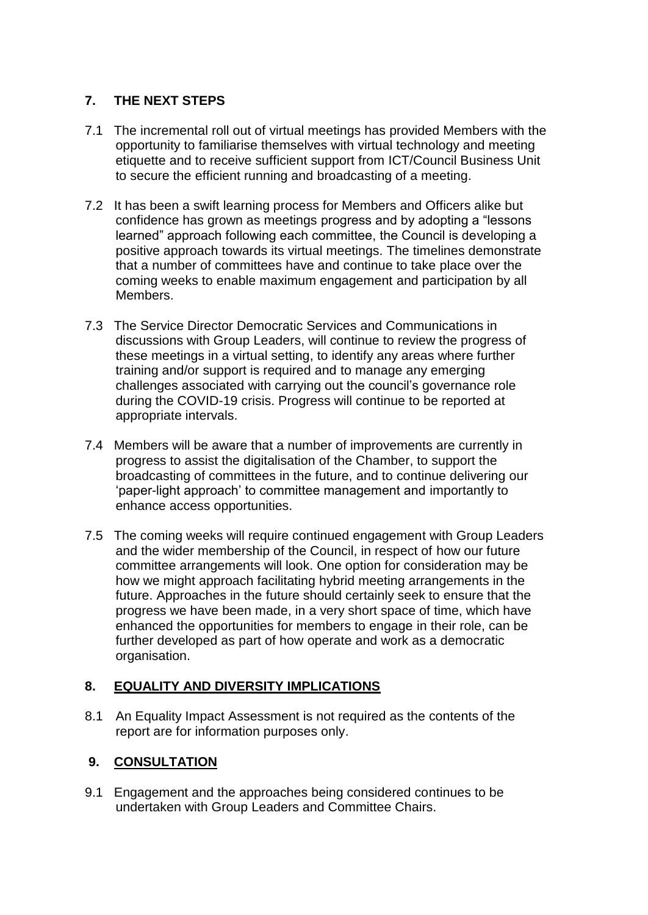## 7. THE NEXT STEPS

7.1 The incremental roll out of virtual meetings has provided Members with the opportunity to familiarise themselves with virtual technology and meeting etiquette and to receive sufficient support from ICT/Council Business Unit to secure the efficient running and broadcasting of a meeting.

7.2 It has been a swift learning process for Members and Officers alike but confidence has grown as meetings progress and by adopting a "lessons learned" approach following each committee, the Council is developing a positive approach towards its virtual meetings. The timelines demonstrate that a number of committees have and continue to take place over the coming weeks to enable maximum engagement and participation by all Members.

7.3 The Service Director Democratic Services and Communications in discussions with Group Leaders, will continue to review the progress of these meetings in a virtual setting, to identify any areas where further training and/or support is required and to manage any emerging challenges associated with carrying out the council's governance role during the COVID-19 crisis. Progress will continue to be reported at appropriate intervals.

7.4 Members will be aware that a number of improvements are currently in progress to assist the digitalisation of the Chamber, to support the broadcasting of committees in the future, and to continue delivering our 'paper-light approach' to committee management and importantly to enhance access opportunities.

7.5 The coming weeks will require continued engagement with Group Leaders and the wider membership of the Council, in respect of how our future committee arrangements will look. One option for consideration may be how we might approach facilitating hybrid meeting arrangements in the future. Approaches in the future should certainly seek to ensure that the progress we have been made, in a very short space of time, which have enhanced the opportunities for members to engage in their role, can be further developed as part of how operate and work as a democratic organisation.

## 8. EQUALITY AND DIVERSITY IMPLICATIONS

8.1 An Equality Impact Assessment is not required as the contents of the report are for information purposes only.

## 9. CONSULTATION

9.1 Engagement and the approaches being considered continues to be undertaken with Group Leaders and Committee Chairs.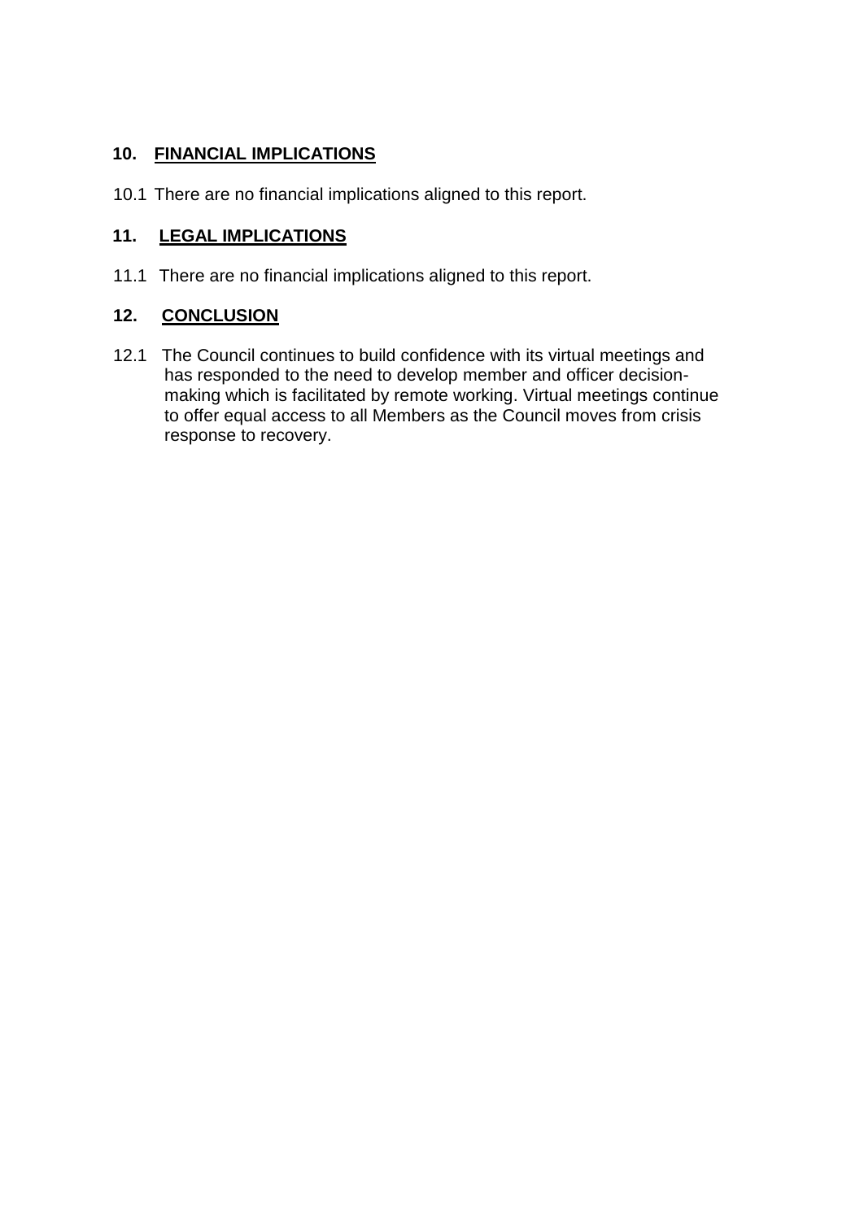## 10. FINANCIAL IMPLICATIONS

10.1 There are no financial implications aligned to this report.

## 11. LEGAL IMPLICATIONS

11.1 There are no financial implications aligned to this report.

## 12. CONCLUSION

12.1 The Council continues to build confidence with its virtual meetings and has responded to the need to develop member and officer decision-making which is facilitated by remote working. Virtual meetings continue to offer equal access to all Members as the Council moves from crisis response to recovery.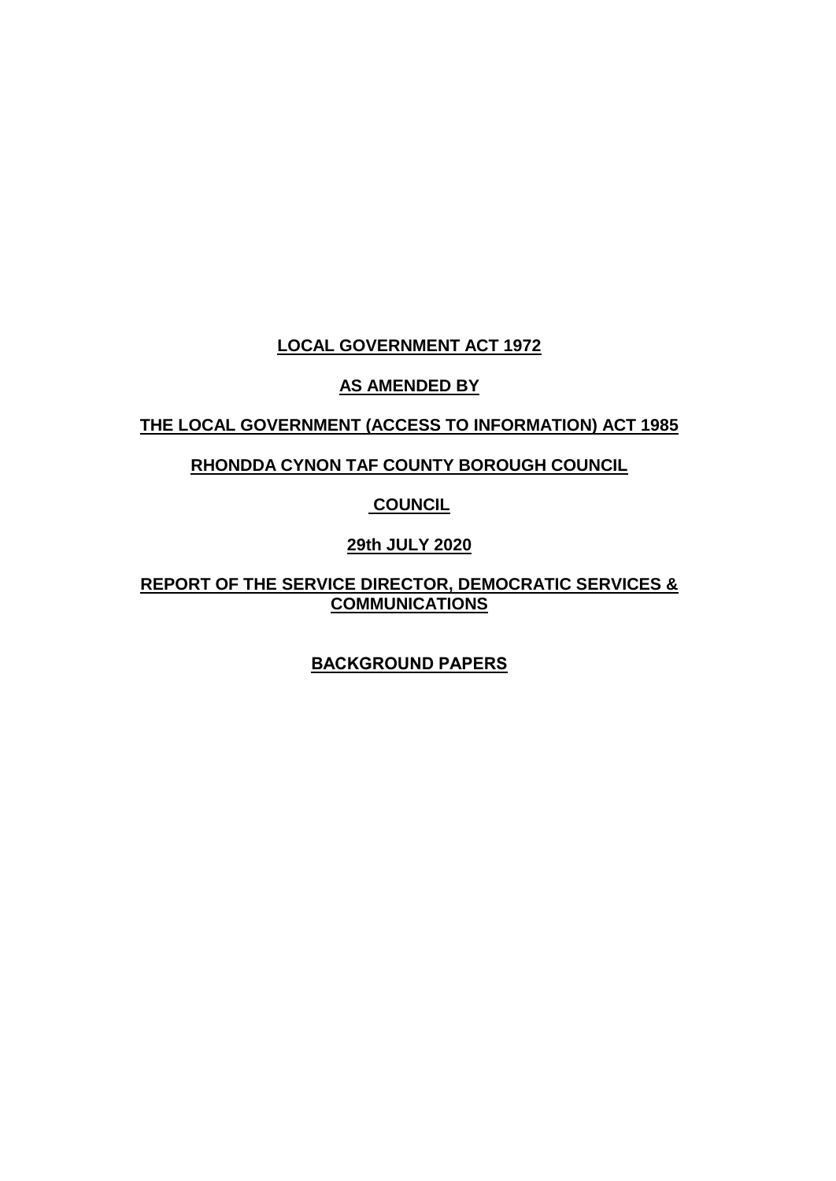**LOCAL GOVERNMENT ACT 1972**

**AS AMENDED BY**

**THE LOCAL GOVERNMENT (ACCESS TO INFORMATION) ACT 1985**

**RHONDDA CYNON TAF COUNTY BOROUGH COUNCIL**

**COUNCIL**

**29th JULY 2020**

**REPORT OF THE SERVICE DIRECTOR, DEMOCRATIC SERVICES & COMMUNICATIONS**

**BACKGROUND PAPERS**